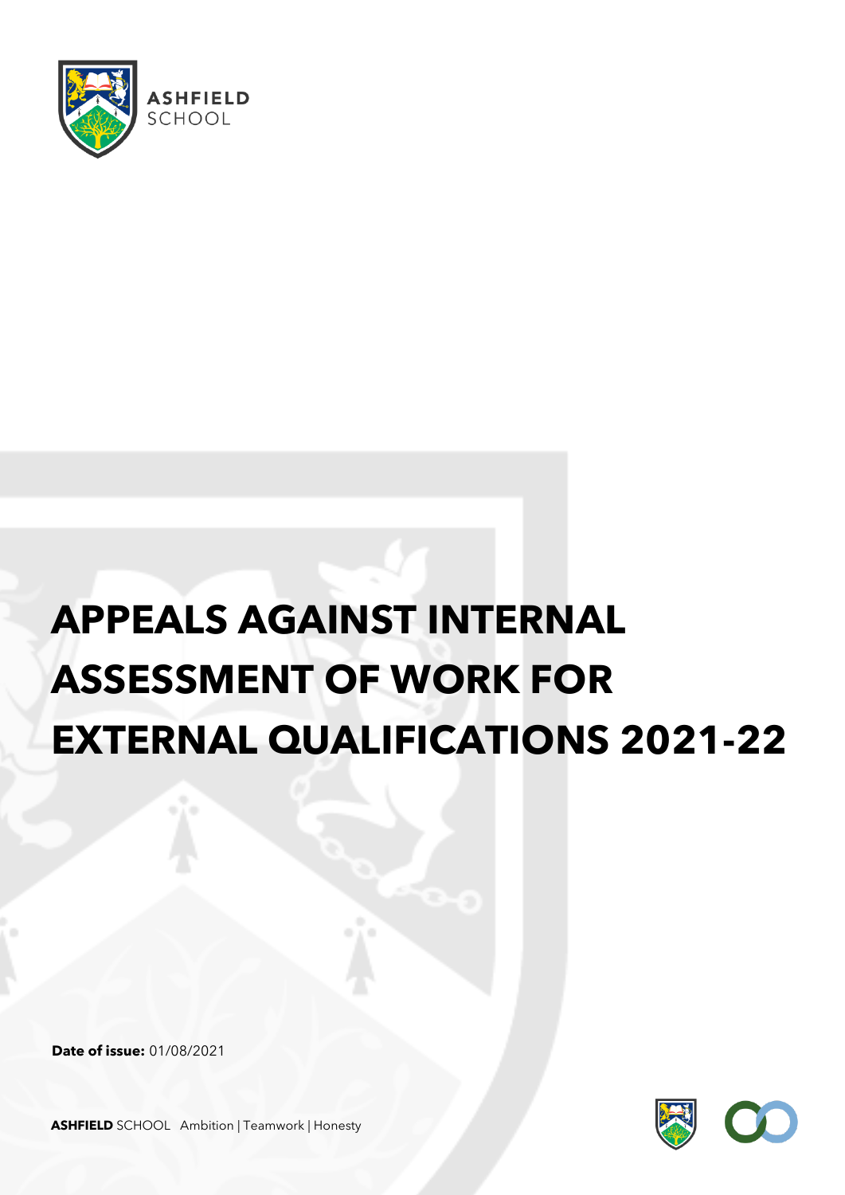ASHFIELD SCHOOL

# APPEALS AGAINST INTERNAL ASSESSMENT OF WORK FOR EXTERNAL QUALIFICATIONS 2021-22

**Date of issue:** 01/08/2021

**ASHFIELD** SCHOOL Ambition | Teamwork | Honesty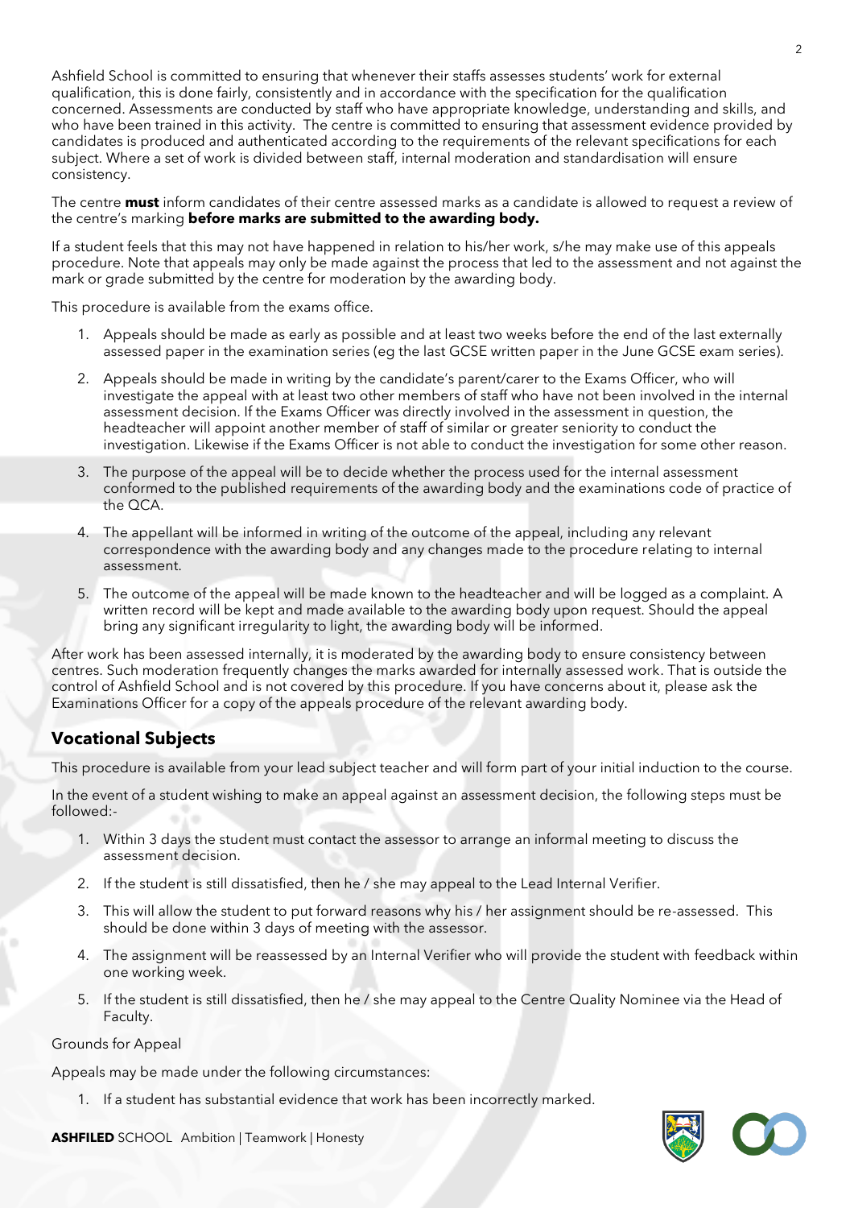Ashfield School is committed to ensuring that whenever their staffs assesses students' work for external qualification, this is done fairly, consistently and in accordance with the specification for the qualification concerned. Assessments are conducted by staff who have appropriate knowledge, understanding and skills, and who have been trained in this activity. The centre is committed to ensuring that assessment evidence provided by candidates is produced and authenticated according to the requirements of the relevant specifications for each subject. Where a set of work is divided between staff, internal moderation and standardisation will ensure consistency.

The centre **must** inform candidates of their centre assessed marks as a candidate is allowed to request a review of the centre's marking **before marks are submitted to the awarding body.**

If a student feels that this may not have happened in relation to his/her work, s/he may make use of this appeals procedure. Note that appeals may only be made against the process that led to the assessment and not against the mark or grade submitted by the centre for moderation by the awarding body.

This procedure is available from the exams office.

1. Appeals should be made as early as possible and at least two weeks before the end of the last externally assessed paper in the examination series (eg the last GCSE written paper in the June GCSE exam series).
2. Appeals should be made in writing by the candidate's parent/carer to the Exams Officer, who will investigate the appeal with at least two other members of staff who have not been involved in the internal assessment decision. If the Exams Officer was directly involved in the assessment in question, the headteacher will appoint another member of staff of similar or greater seniority to conduct the investigation. Likewise if the Exams Officer is not able to conduct the investigation for some other reason.
3. The purpose of the appeal will be to decide whether the process used for the internal assessment conformed to the published requirements of the awarding body and the examinations code of practice of the QCA.
4. The appellant will be informed in writing of the outcome of the appeal, including any relevant correspondence with the awarding body and any changes made to the procedure relating to internal assessment.
5. The outcome of the appeal will be made known to the headteacher and will be logged as a complaint. A written record will be kept and made available to the awarding body upon request. Should the appeal bring any significant irregularity to light, the awarding body will be informed.

After work has been assessed internally, it is moderated by the awarding body to ensure consistency between centres. Such moderation frequently changes the marks awarded for internally assessed work. That is outside the control of Ashfield School and is not covered by this procedure. If you have concerns about it, please ask the Examinations Officer for a copy of the appeals procedure of the relevant awarding body.

## Vocational Subjects

This procedure is available from your lead subject teacher and will form part of your initial induction to the course.

In the event of a student wishing to make an appeal against an assessment decision, the following steps must be followed:-

1. Within 3 days the student must contact the assessor to arrange an informal meeting to discuss the assessment decision.
2. If the student is still dissatisfied, then he / she may appeal to the Lead Internal Verifier.
3. This will allow the student to put forward reasons why his / her assignment should be re-assessed. This should be done within 3 days of meeting with the assessor.
4. The assignment will be reassessed by an Internal Verifier who will provide the student with feedback within one working week.
5. If the student is still dissatisfied, then he / she may appeal to the Centre Quality Nominee via the Head of Faculty.

Grounds for Appeal

Appeals may be made under the following circumstances:

1. If a student has substantial evidence that work has been incorrectly marked.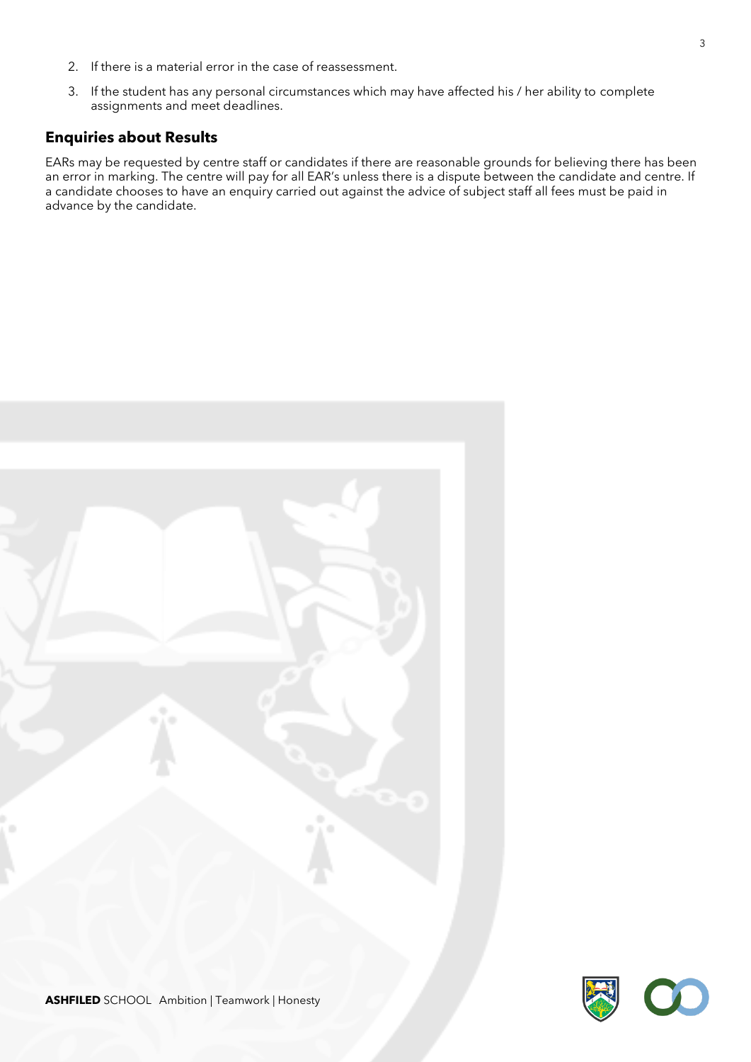2. If there is a material error in the case of reassessment.
3. If the student has any personal circumstances which may have affected his / her ability to complete assignments and meet deadlines.

## Enquiries about Results

EARs may be requested by centre staff or candidates if there are reasonable grounds for believing there has been an error in marking. The centre will pay for all EAR's unless there is a dispute between the candidate and centre. If a candidate chooses to have an enquiry carried out against the advice of subject staff all fees must be paid in advance by the candidate.